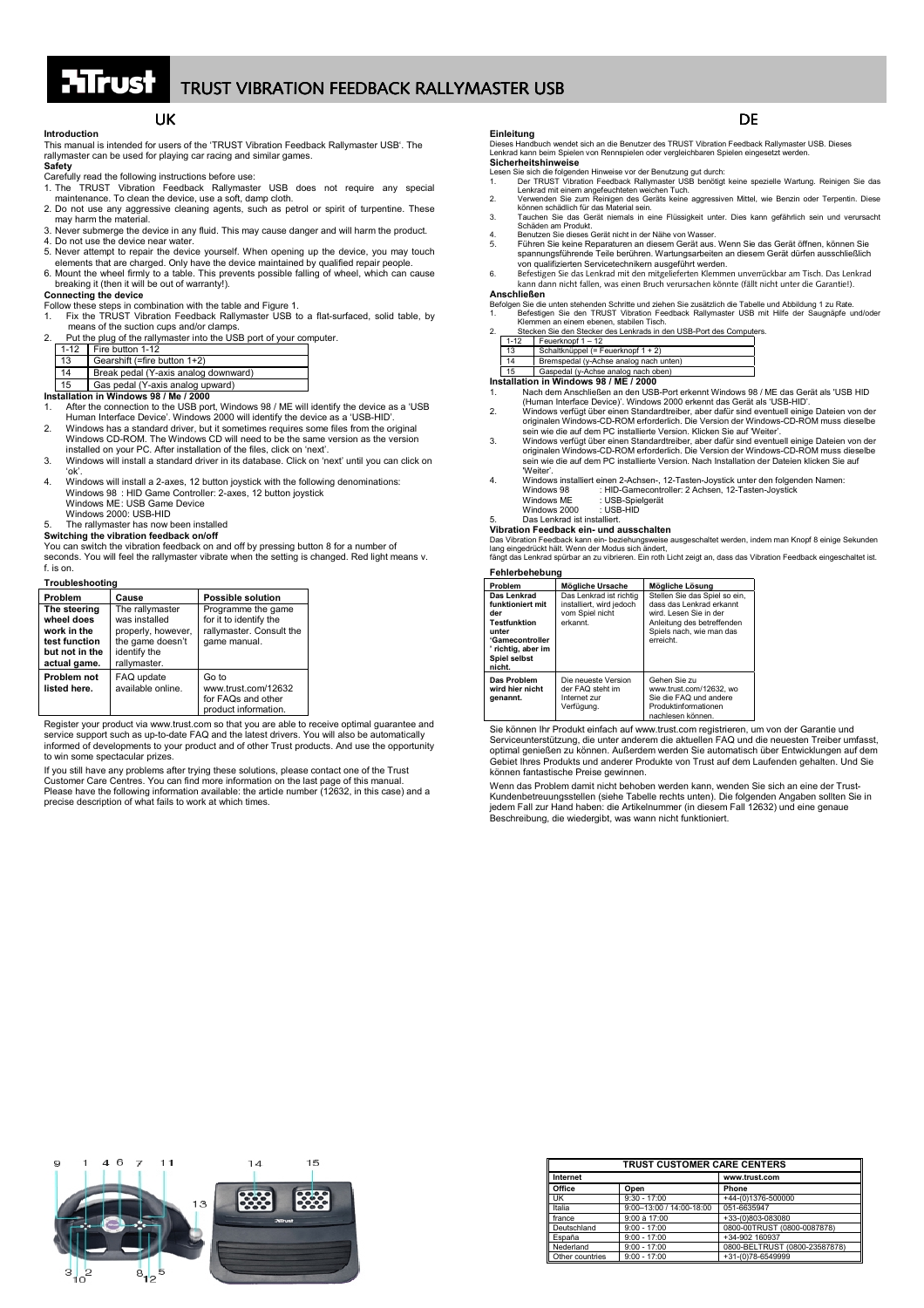# TRUST VIBRATION FEEDBACK RALLYMASTER USB

## UK

**Introduction**

This manual is intended for users of the 'TRUST Vibration Feedback Rallymaster USB'. The rallymaster can be used for playing car racing and similar games.

**Safety**

Carefully read the following instructions before use:

1. The TRUST Vibration Feedback Rallymaster USB does not require any special maintenance. To clean the device, use a soft, damp cloth.
2. Do not use any aggressive cleaning agents, such as petrol or spirit of turpentine. These may harm the material.
3. Never submerge the device in any fluid. This may cause danger and will harm the product.
4. Do not use the device near water.
5. Never attempt to repair the device yourself. When opening up the device, you may touch elements that are charged. Only have the device maintained by qualified repair people.
6. Mount the wheel firmly to a table. This prevents possible falling of wheel, which can cause breaking it (then it will be out of warranty!).

**Connecting the device**

Follow these steps in combination with the table and Figure 1.

1. Fix the TRUST Vibration Feedback Rallymaster USB to a flat-surfaced, solid table, by means of the suction cups and/or clamps.
2. Put the plug of the rallymaster into the USB port of your computer.

| | |
|---|---|
| 1-12 | Fire button 1-12 |
| 13 | Gearshift (=fire button 1+2) |
| 14 | Break pedal (Y-axis analog downward) |
| 15 | Gas pedal (Y-axis analog upward) |

**Installation in Windows 98 / Me / 2000**

1. After the connection to the USB port, Windows 98 / ME will identify the device as a 'USB Human Interface Device'. Windows 2000 will identify the device as a 'USB-HID'.
2. Windows has a standard driver, but it sometimes requires some files from the original Windows CD-ROM. The Windows CD will need to be the same version as the version installed on your PC. After installation of the files, click on 'next'.
3. Windows will install a standard driver in its database. Click on 'next' until you can click on 'ok'.
4. Windows will install a 2-axes, 12 button joystick with the following denominations:
   Windows 98 : HID Game Controller: 2-axes, 12 button joystick
   Windows ME: USB Game Device
   Windows 2000: USB-HID
5. The rallymaster has now been installed

**Switching the vibration feedback on/off**

You can switch the vibration feedback on and off by pressing button 8 for a number of seconds. You will feel the rallymaster vibrate when the setting is changed. Red light means v. f. is on.

**Troubleshooting**

| Problem | Cause | Possible solution |
|---|---|---|
| **The steering wheel does work in the test function but not in the actual game.** | The rallymaster was installed properly, however, the game doesn't identify the rallymaster. | Programme the game for it to identify the rallymaster. Consult the game manual. |
| **Problem not listed here.** | FAQ update available online. | Go to www.trust.com/12632 for FAQs and other product information. |

Register your product via www.trust.com so that you are able to receive optimal guarantee and service support such as up-to-date FAQ and the latest drivers. You will also be automatically informed of developments to your product and of other Trust products. And use the opportunity to win some spectacular prizes.

If you still have any problems after trying these solutions, please contact one of the Trust Customer Care Centres. You can find more information on the last page of this manual. Please have the following information available: the article number (12632, in this case) and a precise description of what fails to work at which times.

## DE

**Einleitung**

Dieses Handbuch wendet sich an die Benutzer des TRUST Vibration Feedback Rallymaster USB. Dieses Lenkrad kann beim Spielen von Rennspielen oder vergleichbaren Spielen eingesetzt werden.

**Sicherheitshinweise**

Lesen Sie sich die folgenden Hinweise vor der Benutzung gut durch:

1. Der TRUST Vibration Feedback Rallymaster USB benötigt keine spezielle Wartung. Reinigen Sie das Lenkrad mit einem angefeuchteten weichen Tuch.
2. Verwenden Sie zum Reinigen des Geräts keine aggressiven Mittel, wie Benzin oder Terpentin. Diese können schädlich für das Material sein.
3. Tauchen Sie das Gerät niemals in eine Flüssigkeit unter. Dies kann gefährlich sein und verursacht Schäden am Produkt.
4. Benutzen Sie dieses Gerät nicht in der Nähe von Wasser.
5. Führen Sie keine Reparaturen an diesem Gerät aus. Wenn Sie das Gerät öffnen, können Sie spannungsführende Teile berühren. Wartungsarbeiten an diesem Gerät dürfen ausschließlich von qualifizierten Servicetechnikern ausgeführt werden.
6. Befestigen Sie das Lenkrad mit den mitgelieferten Klemmen unverrückbar am Tisch. Das Lenkrad kann dann nicht fallen, was einen Bruch verursachen könnte (fällt nicht unter die Garantie!).

**Anschließen**

Befolgen Sie die unten stehenden Schritte und ziehen Sie zusätzlich die Tabelle und Abbildung 1 zu Rate.

1. Befestigen Sie den TRUST Vibration Feedback Rallymaster USB mit Hilfe der Saugnäpfe und/oder Klemmen an einem ebenen, stabilen Tisch.
2. Stecken Sie den Stecker des Lenkrads in den USB-Port des Computers.

| | |
|---|---|
| 1-12 | Feuerknopf 1 – 12 |
| 13 | Schaltknüppel (= Feuerknopf 1 + 2) |
| 14 | Bremspedal (y-Achse analog nach unten) |
| 15 | Gaspedal (y-Achse analog nach oben) |

**Installation in Windows 98 / ME / 2000**

1. Nach dem Anschließen an den USB-Port erkennt Windows 98 / ME das Gerät als 'USB HID (Human Interface Device)'. Windows 2000 erkennt das Gerät als 'USB-HID'.
2. Windows verfügt über einen Standardtreiber, aber dafür sind eventuell einige Dateien von der originalen Windows-CD-ROM erforderlich. Die Version der Windows-CD-ROM muss dieselbe sein wie die auf dem PC installierte Version. Klicken Sie auf 'Weiter'.
3. Windows verfügt über einen Standardtreiber, aber dafür sind eventuell einige Dateien von der originalen Windows-CD-ROM erforderlich. Die Version der Windows-CD-ROM muss dieselbe sein wie die auf dem PC installierte Version. Nach Installation der Dateien klicken Sie auf 'Weiter'.
4. Windows installiert einen 2-Achsen-, 12-Tasten-Joystick unter den folgenden Namen:
   Windows 98 : HID-Gamecontroller: 2 Achsen, 12-Tasten-Joystick
   Windows ME : USB-Spielgerät
   Windows 2000 : USB-HID
5. Das Lenkrad ist installiert.

**Vibration Feedback ein- und ausschalten**

Das Vibration Feedback kann ein- beziehungsweise ausgeschaltet werden, indem man Knopf 8 einige Sekunden lang eingedrückt hält. Wenn der Modus sich ändert,
fängt das Lenkrad spürbar an zu vibrieren. Ein roth Licht zeigt an, dass das Vibration Feedback eingeschaltet ist.

**Fehlerbehebung**

| Problem | Mögliche Ursache | Mögliche Lösung |
|---|---|---|
| **Das Lenkrad funktioniert mit der Testfunktion unter 'Gamecontroller ' richtig, aber im Spiel selbst nicht.** | Das Lenkrad ist richtig installiert, wird jedoch vom Spiel nicht erkannt. | Stellen Sie das Spiel so ein, dass das Lenkrad erkannt wird. Lesen Sie in der Anleitung des betreffenden Spiels nach, wie man das erreicht. |
| **Das Problem wird hier nicht genannt.** | Die neueste Version der FAQ steht im Internet zur Verfügung. | Gehen Sie zu www.trust.com/12632, wo Sie die FAQ und andere Produktinformationen nachlesen können. |

Sie können Ihr Produkt einfach auf www.trust.com registrieren, um von der Garantie und Serviceunterstützung, die unter anderem die aktuellen FAQ und die neuesten Treiber umfasst, optimal genießen zu können. Außerdem werden Sie automatisch über Entwicklungen auf dem Gebiet Ihres Produkts und andere Produkte von Trust auf dem Laufenden gehalten. Und Sie können fantastische Preise gewinnen.

Wenn das Problem damit nicht behoben werden kann, wenden Sie sich an eine der Trust-Kundenbetreuungsstellen (siehe Tabelle rechts unten). Die folgenden Angaben sollten Sie in jedem Fall zur Hand haben: die Artikelnummer (in diesem Fall 12632) und eine genaue Beschreibung, die wiedergibt, was wann nicht funktioniert.

| TRUST CUSTOMER CARE CENTERS | | |
|---|---|---|
| **Internet** | | **www.trust.com** |
| **Office** | **Open** | **Phone** |
| UK | 9:30 - 17:00 | +44-(0)1376-500000 |
| Italia | 9:00–13:00 / 14:00-18:00 | 051-6635947 |
| france | 9:00 à 17:00 | +33-(0)803-083080 |
| Deutschland | 9:00 - 17:00 | 0800-00TRUST (0800-0087878) |
| España | 9:00 - 17:00 | +34-902 160937 |
| Nederland | 9:00 - 17:00 | 0800-BELTRUST (0800-23587878) |
| Other countries | 9:00 - 17:00 | +31-(0)78-6549999 |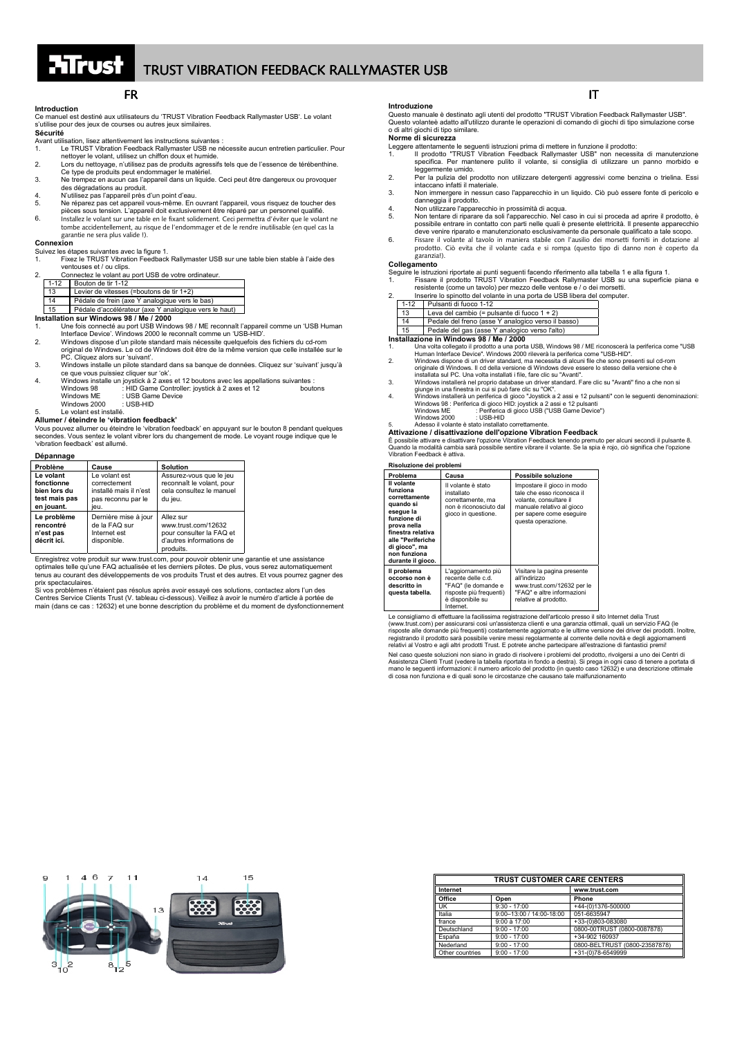# TRUST VIBRATION FEEDBACK RALLYMASTER USB

## FR

**Introduction**
Ce manuel est destiné aux utilisateurs du 'TRUST Vibration Feedback Rallymaster USB'. Le volant s'utilise pour des jeux de courses ou autres jeux similaires.

**Sécurité**
Avant utilisation, lisez attentivement les instructions suivantes :

1. Le TRUST Vibration Feedback Rallymaster USB ne nécessite aucun entretien particulier. Pour nettoyer le volant, utilisez un chiffon doux et humide.
2. Lors du nettoyage, n'utilisez pas de produits agressifs tels que de l'essence de térébenthine. Ce type de produits peut endommager le matériel.
3. Ne trempez en aucun cas l'appareil dans un liquide. Ceci peut être dangereux ou provoquer des dégradations au produit.
4. N'utilisez pas l'appareil près d'un point d'eau.
5. Ne réparez pas cet appareil vous-même. En ouvrant l'appareil, vous risquez de toucher des pièces sous tension. L'appareil doit exclusivement être réparé par un personnel qualifié.
6. Installez le volant sur une table en le fixant solidement. Ceci permettra d'éviter que le volant ne tombe accidentellement, au risque de l'endommager et de le rendre inutilisable (en quel cas la garantie ne sera plus valide !).

**Connexion**
Suivez les étapes suivantes avec la figure 1.

1. Fixez le TRUST Vibration Feedback Rallymaster USB sur une table bien stable à l'aide des ventouses et / ou clips.
2. Connectez le volant au port USB de votre ordinateur.

| | |
|---|---|
| 1-12 | Bouton de tir 1-12 |
| 13 | Levier de vitesses (=boutons de tir 1+2) |
| 14 | Pédale de frein (axe Y analogique vers le bas) |
| 15 | Pédale d'accélérateur (axe Y analogique vers le haut) |

**Installation sur Windows 98 / Me / 2000**

1. Une fois connecté au port USB Windows 98 / ME reconnaît l'appareil comme un 'USB Human Interface Device'. Windows 2000 le reconnaît comme un 'USB-HID'.
2. Windows dispose d'un pilote standard mais nécessite quelquefois des fichiers du cd-rom original de Windows. Le cd de Windows doit être de la même version que celle installée sur le PC. Cliquez alors sur 'suivant'.
3. Windows installe un pilote standard dans sa banque de données. Cliquez sur 'suivant' jusqu'à ce que vous puissiez cliquer sur 'ok'.
4. Windows installe un joystick à 2 axes et 12 boutons avec les appellations suivantes :
   Windows 98 : HID Game Controller: joystick à 2 axes et 12 boutons
   Windows ME : USB Game Device
   Windows 2000 : USB-HID
5. Le volant est installé.

**Allumer / éteindre le 'vibration feedback'**
Vous pouvez allumer ou éteindre le 'vibration feedback' en appuyant sur le bouton 8 pendant quelques secondes. Vous sentez le volant vibrer lors du changement de mode. Le voyant rouge indique que le 'vibration feedback' est allumé.

**Dépannage**

| Problème | Cause | Solution |
|---|---|---|
| **Le volant fonctionne bien lors du test mais pas en jouant.** | Le volant est correctement installé mais il n'est pas reconnu par le jeu. | Assurez-vous que le jeu reconnaît le volant, pour cela consultez le manuel du jeu. |
| **Le problème rencontré n'est pas décrit ici.** | Dernière mise à jour de la FAQ sur Internet est disponible. | Allez sur www.trust.com/12632 pour consulter la FAQ et d'autres informations de produits. |

Enregistrez votre produit sur www.trust.com, pour pouvoir obtenir une garantie et une assistance optimales telle qu'une FAQ actualisée et les derniers pilotes. De plus, vous serez automatiquement tenus au courant des développements de vos produits Trust et des autres. Et vous pourrez gagner des prix spectaculaires.

Si vos problèmes n'étaient pas résolus après avoir essayé ces solutions, contactez alors l'un des Centres Service Clients Trust (V. tableau ci-dessous). Veillez à avoir le numéro d'article à portée de main (dans ce cas : 12632) et une bonne description du problème et du moment de dysfonctionnement

## IT

**Introduzione**
Questo manuale è destinato agli utenti del prodotto "TRUST Vibration Feedback Rallymaster USB". Questo volanteè adatto all'utilizzo durante le operazioni di comando di giochi di tipo simulazione corse o di altri giochi di tipo simile.

**Norme di sicurezza**
Leggere attentamente le seguenti istruzioni prima di mettere in funzione il prodotto:

1. Il prodotto "TRUST Vibration Feedback Rallymaster USB" non necessita di manutenzione specifica. Per mantenere pulito il volante, si consiglia di utilizzare un panno morbido e leggermente umido.
2. Per la pulizia del prodotto non utilizzare detergenti aggressivi come benzina o trielina. Essi intaccano infatti il materiale.
3. Non immergere in nessun caso l'apparecchio in un liquido. Ciò può essere fonte di pericolo e danneggia il prodotto.
4. Non utilizzare l'apparecchio in prossimità di acqua.
5. Non tentare di riparare da soli l'apparecchio. Nel caso in cui si proceda ad aprire il prodotto, è possibile entrare in contatto con parti nelle quali è presente elettricità. Il presente apparecchio deve venire riparato e manutenzionato esclusivamente da personale qualificato a tale scopo.
6. Fissare il volante al tavolo in maniera stabile con l'ausilio dei morsetti forniti in dotazione al prodotto. Ciò evita che il volante cada e si rompa (questo tipo di danno non è coperto da garanzia!).

**Collegamento**
Seguire le istruzioni riportate ai punti seguenti facendo riferimento alla tabella 1 e alla figura 1.

1. Fissare il prodotto TRUST Vibration Feedback Rallymaster USB su una superficie piana e resistente (come un tavolo) per mezzo delle ventose e / o dei morsetti.
2. Inserire lo spinotto del volante in una porta de USB libera del computer.

| | |
|---|---|
| 1-12 | Pulsanti di fuoco 1-12 |
| 13 | Leva del cambio (= pulsante di fuoco 1 + 2) |
| 14 | Pedale del freno (asse Y analogico verso il basso) |
| 15 | Pedale del gas (asse Y analogico verso l'alto) |

**Installazione in Windows 98 / Me / 2000**

1. Una volta collegato il prodotto a una porta USB, Windows 98 / ME riconoscerà la periferica come "USB Human Interface Device". Windows 2000 rileverà la periferica come "USB-HID".
2. Windows dispone di un driver standard, ma necessita di alcuni file che sono presenti sul cd-rom originale di Windows. Il cd della versione di Windows deve essere lo stesso della versione che è installata sul PC. Una volta installati i file, fare clic su "Avanti".
3. Windows installerà nel proprio database un driver standard. Fare clic su "Avanti" fino a che non si giunge in una finestra in cui si può fare clic su "OK".
4. Windows installerà un periferica di gioco "Joystick a 2 assi e 12 pulsanti" con le seguenti denominazioni:
   Windows 98 : Periferica di gioco HID: joystick a 2 assi e 12 pulsanti
   Windows ME : Periferica di gioco USB ("USB Game Device")
   Windows 2000 : USB-HID
5. Adesso il volante è stato installato correttamente.

**Attivazione / disattivazione dell'opzione Vibration Feedback**
È possibile attivare e disattivare l'opzione Vibration Feedback tenendo premuto per alcuni secondi il pulsante 8. Quando la modalità cambia sarà possibile sentire vibrare il volante. Se la spia è rojo, ciò significa che l'opzione Vibration Feedback è attiva.

**Risoluzione dei problemi**

| Problema | Causa | Possibile soluzione |
|---|---|---|
| **Il volante funziona correttamente quando si esegue la funzione di prova nella finestra relativa alle "Periferiche di gioco", ma non funziona durante il gioco.** | Il volante è stato installato correttamente, ma non è riconosciuto dal gioco in questione. | Impostare il gioco in modo tale che esso riconosca il volante, consultare il manuale relativo al gioco per sapere come eseguire questa operazione. |
| **Il problema occorso non è descritto in questa tabella.** | L'aggiornamento più recente delle c.d. "FAQ" (le domande e risposte più frequenti) è disponibile su Internet. | Visitare la pagina presente all'indirizzo www.trust.com/12632 per le "FAQ" e altre informazioni relative al prodotto. |

Le consigliamo di effettuare la facilissima registrazione dell'articolo presso il sito Internet della Trust (www.trust.com) per assicurarsi così un'assistenza clienti e una garanzia ottimali, quali un servizio FAQ (le risposte alle domande più frequenti) costantemente aggiornato e le ultime versione dei driver dei prodotti. Inoltre, registrando il prodotto sarà possibile venire messi regolarmente al corrente delle novità e degli aggiornamenti relativi al Vostro e agli altri prodotti Trust. E potrete anche partecipare all'estrazione di fantastici premi!

Nel caso queste soluzioni non siano in grado di risolvere i problemi del prodotto, rivolgersi a uno dei Centri di Assistenza Clienti Trust (vedere la tabella riportata in fondo a destra). Si prega in ogni caso di tenere a portata di mano le seguenti informazioni: il numero articolo del prodotto (in questo caso 12632) e una descrizione ottimale di cosa non funziona e di quali sono le circostanze che causano tale malfunzionamento

| TRUST CUSTOMER CARE CENTERS | | |
|---|---|---|
| **Internet** | | **www.trust.com** |
| **Office** | **Open** | **Phone** |
| UK | 9:30 - 17:00 | +44-(0)1376-500000 |
| Italia | 9:00–13:00 / 14:00-18:00 | 051-6635947 |
| france | 9:00 à 17:00 | +33-(0)803-083080 |
| Deutschland | 9:00 - 17:00 | 0800-00TRUST (0800-0087878) |
| España | 9:00 - 17:00 | +34-902 160937 |
| Nederland | 9:00 - 17:00 | 0800-BELTRUST (0800-23587878) |
| Other countries | 9:00 - 17:00 | +31-(0)78-6549999 |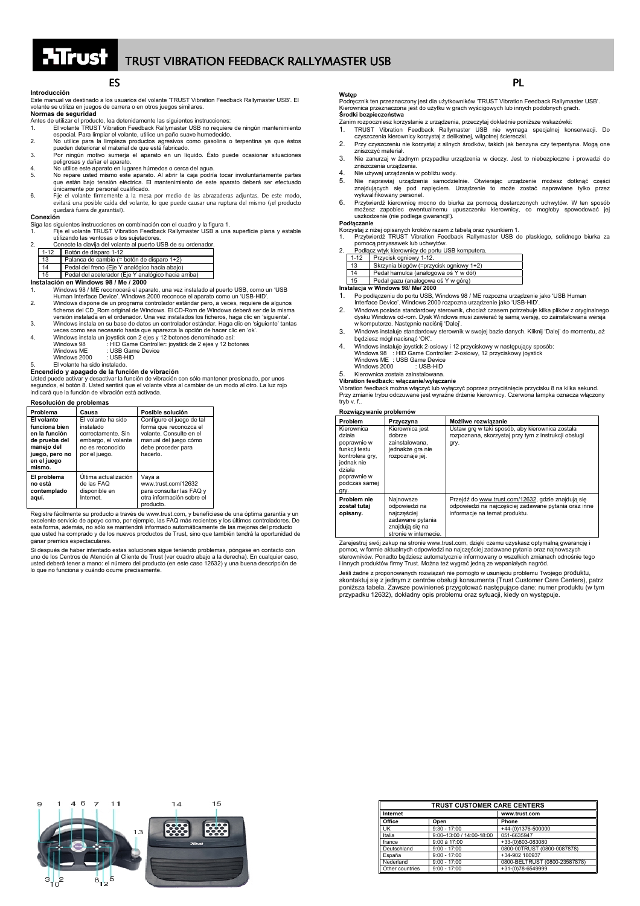# TRUST VIBRATION FEEDBACK RALLYMASTER USB

## ES

**Introducción**

Este manual va destinado a los usuarios del volante 'TRUST Vibration Feedback Rallymaster USB'. El volante se utiliza en juegos de carrera o en otros juegos similares.

**Normas de seguridad**

Antes de utilizar el producto, lea detenidamente las siguientes instrucciones:

1. El volante TRUST Vibration Feedback Rallymaster USB no requiere de ningún mantenimiento especial. Para limpiar el volante, utilice un paño suave humedecido.
2. No utilice para la limpieza productos agresivos como gasolina o terpentina ya que éstos pueden deteriorar el material de que está fabricado.
3. Por ningún motivo sumerja el aparato en un líquido. Ésto puede ocasionar situaciones peligrosas y dañar el aparato.
4. No utilice este aparato en lugares húmedos o cerca del agua.
5. No repare usted mismo este aparato. Al abrir la caja podría tocar involuntariamente partes que están bajo tensión eléctrica. El mantenimiento de este aparato deberá ser efectuado únicamente por personal cualificado.
6. Fije el volante firmemente a la mesa por medio de las abrazaderas adjuntas. De este modo, evitará una posible caída del volante, lo que puede causar una ruptura del mismo (¡el producto quedará fuera de garantía!).

**Conexión**

Siga las siguientes instrucciones en combinación con el cuadro y la figura 1.

1. Fije el volante TRUST Vibration Feedback Rallymaster USB a una superficie plana y estable utilizando las ventosas o los sujetadores.
2. Conecte la clavija del volante al puerto USB de su ordenador.

| | |
|---|---|
| 1-12 | Botón de disparo 1-12 |
| 13 | Palanca de cambio (= botón de disparo 1+2) |
| 14 | Pedal del freno (Eje Y analógico hacia abajo) |
| 15 | Pedal del acelerador (Eje Y analógico hacia arriba) |

**Instalación en Windows 98 / Me / 2000**

1. Windows 98 / ME reconocerá el aparato, una vez instalado al puerto USB, como un 'USB Human Interface Device'. Windows 2000 reconoce el aparato como un 'USB-HID'.
2. Windows dispone de un programa controlador estándar pero, a veces, requiere de algunos ficheros del CD_Rom original de Windows. El CD-Rom de Windows deberá ser de la misma versión instalada en el ordenador. Una vez instalados los ficheros, haga clic en 'siguiente'.
3. Windows instala en su base de datos un controlador estándar. Haga clic en 'siguiente' tantas veces como sea necesario hasta que aparezca la opción de hacer clic en 'ok'.
4. Windows instala un joystick con 2 ejes y 12 botones denominado así:
   Windows 98 : HID Game Controller: joystick de 2 ejes y 12 botones
   Windows ME : USB Game Device
   Windows 2000 : USB-HID
5. El volante ha sido instalado.

**Encendido y apagado de la función de vibración**

Usted puede activar y desactivar la función de vibración con sólo mantener presionado, por unos segundos, el botón 8. Usted sentirá que el volante vibra al cambiar de un modo al otro. La luz rojo indicará que la función de vibración está activada.

**Resolución de problemas**

| Problema | Causa | Posible solución |
|---|---|---|
| **El volante funciona bien en la función de prueba del manejo del juego, pero no en el juego mismo.** | El volante ha sido instalado correctamente. Sin embargo, el volante no es reconocido por el juego. | Configure el juego de tal forma que reconozca el volante. Consulte en el manual del juego cómo debe proceder para hacerlo. |
| **El problema no está contemplado aquí.** | Última actualización de las FAQ disponible en Internet. | Vaya a www.trust.com/12632 para consultar las FAQ y otra información sobre el producto. |

Registre fácilmente su producto a través de www.trust.com, y benefíciese de una óptima garantía y un excelente servicio de apoyo como, por ejemplo, las FAQ más recientes y los últimos controladores. De esta forma, además, no sólo se mantendrá informado automáticamente de las mejoras del producto que usted ha comprado y de los nuevos productos de Trust, sino que también tendrá la oportunidad de ganar premios espectaculares.

Si después de haber intentado estas soluciones sigue teniendo problemas, póngase en contacto con uno de los Centros de Atención al Cliente de Trust (ver cuadro abajo a la derecha). En cualquier caso, usted deberá tener a mano: el número del producto (en este caso 12632) y una buena descripción de lo que no funciona y cuándo ocurre precisamente.

## PL

**Wstęp**

Podręcznik ten przeznaczony jest dla użytkowników 'TRUST Vibration Feedback Rallymaster USB'. Kierownica przeznaczona jest do użytku w grach wyścigowych lub innych podobnych grach.

**Środki bezpieczeństwa**

Zanim rozpoczniesz korzystanie z urządzenia, przeczytaj dokładnie poniższe wskazówki:

1. TRUST Vibration Feedback Rallymaster USB nie wymaga specjalnej konserwacji. Do czyszczenia kierownicy korzystaj z delikatnej, wilgotnej ściereczki.
2. Przy czyszczeniu nie korzystaj z silnych środków, takich jak benzyna czy terpentyna. Mogą one zniszczyć materiał.
3. Nie zanurzaj w żadnym przypadku urządzenia w cieczy. Jest to niebezpieczne i prowadzi do zniszczenia urządzenia.
4. Nie używaj urządzenia w pobliżu wody.
5. Nie naprawiaj urządzenia samodzielnie. Otwierając urządzenie możesz dotknąć części znajdujących się pod napięciem. Urządzenie to może zostać naprawiane tylko przez wykwalifikowany personel.
6. Przytwierdź kierownicę mocno do biurka za pomocą dostarczonych uchwytów. W ten sposób możesz zapobiec ewentualnemu upuszczeniu kierownicy, co mogłoby spowodować jej uszkodzenie (nie podlega gwarancji!).

**Podłączanie**

Korzystaj z niżej opisanych kroków razem z tabelą oraz rysunkiem 1.

1. Przytwierdź TRUST Vibration Feedback Rallymaster USB do płaskiego, solidnego biurka za pomocą przyssawek lub uchwytów.
2. Podłącz wtyk kierownicy do portu USB komputera.

| | |
|---|---|
| 1-12 | Przycisk ogniowy 1-12. |
| 13 | Skrzynia biegów (=przycisk ogniowy 1+2) |
| 14 | Pedał hamulca (analogowa oś Y w dół) |
| 15 | Pedał gazu (analogowa oś Y w górę) |

**Instalacja w Windows 98/ Me/ 2000**

1. Po podłączeniu do portu USB, Windows 98 / ME rozpozna urządzenie jako 'USB Human Interface Device'. Windows 2000 rozpozna urządzenie jako 'USB-HID'.
2. Windows posiada standardowy sterownik, chociaż czasem potrzebuje kilka plików z oryginalnego dysku Windows cd-rom. Dysk Windows musi zawierać tę samą wersję, co zainstalowana wersja w komputerze. Następnie naciśnij 'Dalej'.
3. Windows instaluje standardowy sterownik w swojej bazie danych. Kliknij 'Dalej' do momentu, aż będziesz mógł nacisnąć 'OK'.
4. Windows instaluje joystick 2-osiowy i 12 przyciskowy w następujący sposób:
   Windows 98 : HID Game Controller: 2-osiowy, 12 przyciskowy joystick
   Windows ME : USB Game Device
   Windows 2000 : USB-HID
5. Kierownica została zainstalowana.

**Vibration feedback: włączanie/wyłączanie**

Vibration feedback można włączyć lub wyłączyć poprzez przyciśnięcie przycisku 8 na kilka sekund. Przy zmianie trybu odczuwane jest wyraźne drżenie kierownicy. Czerwona lampka oznacza włączony tryb v. f..

**Rozwiązywanie problemów**

| Problem | Przyczyna | Możliwe rozwiązanie |
|---|---|---|
| Kierownica działa poprawnie w funkcji testu kontrolera gry, jednak nie działa poprawnie w podczas samej gry. | Kierownica jest dobrze zainstalowana, jednakże gra nie rozpoznaje jej. | Ustaw grę w taki sposób, aby kierownica została rozpoznana, skorzystaj przy tym z instrukcji obsługi gry. |
| **Problem nie został tutaj opisany.** | Najnowsze odpowiedzi na najczęściej zadawane pytania znajdują się na stronie w internecie. | Przejdź do www.trust.com/12632, gdzie znajdują się odpowiedzi na najczęściej zadawane pytania oraz inne informacje na temat produktu. |

Zarejestruj swój zakup na stronie www.trust.com, dzięki czemu uzyskasz optymalną gwarancję i pomoc, w formie aktualnych odpowiedzi na najczęściej zadawane pytania oraz najnowszych sterowników. Ponadto będziesz automatycznie informowany o wszelkich zmianach odnośnie tego i innych produktów firmy Trust. Można też wygrać jedną ze wspaniałych nagród.

Jeśli żadne z proponowanych rozwiązań nie pomogło w usunięciu problemu Twojego produktu, skontaktuj się z jednym z centrów obsługi konsumenta (Trust Customer Care Centers), patrz poniższa tabela. Zawsze powinieneś przygotować następujące dane: numer produktu (w tym przypadku 12632), dokładny opis problemu oraz sytuacji, kiedy on występuje.

| TRUST CUSTOMER CARE CENTERS | | |
|---|---|---|
| **Internet** | | **www.trust.com** |
| **Office** | **Open** | **Phone** |
| UK | 9:30 - 17:00 | +44-(0)1376-500000 |
| Italia | 9:00–13:00 / 14:00-18:00 | 051-6635947 |
| france | 9:00 à 17:00 | +33-(0)803-083080 |
| Deutschland | 9:00 - 17:00 | 0800-00TRUST (0800-0087878) |
| España | 9:00 - 17:00 | +34-902 160937 |
| Nederland | 9:00 - 17:00 | 0800-BELTRUST (0800-23587878) |
| Other countries | 9:00 - 17:00 | +31-(0)78-6549999 |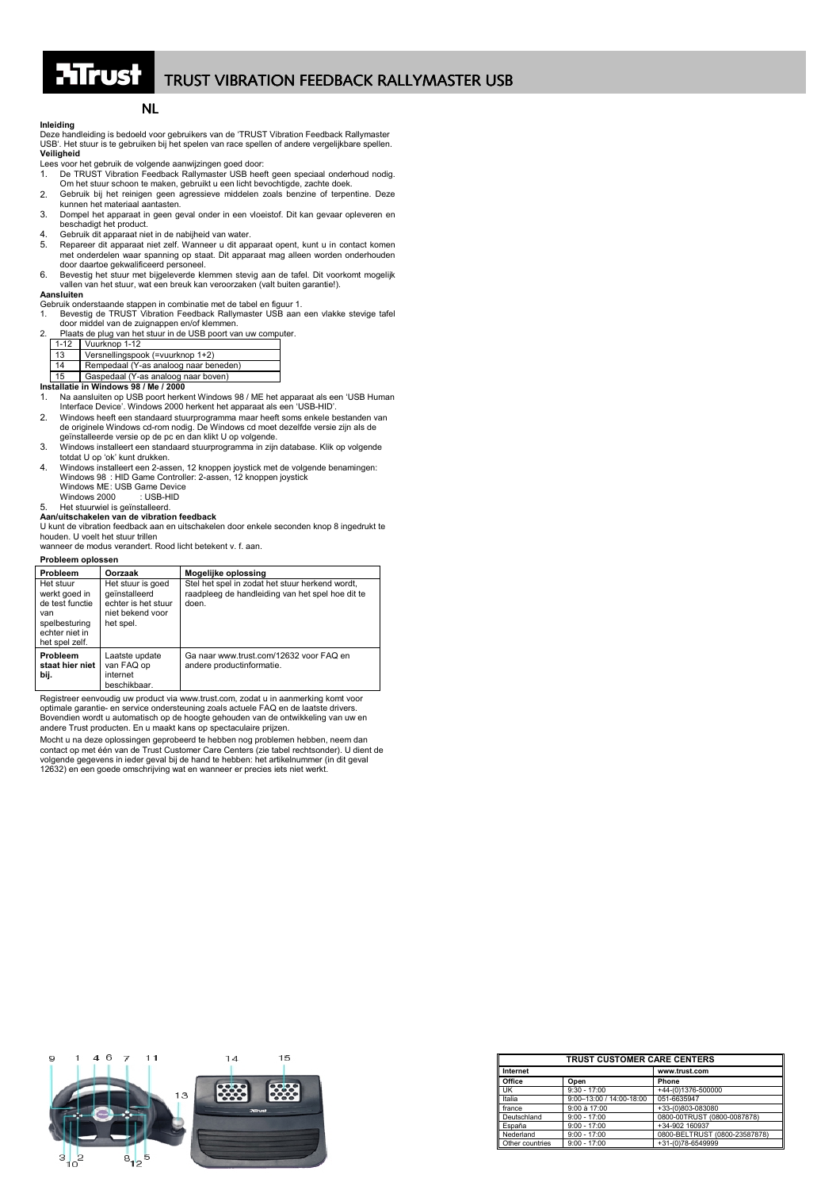# TRUST VIBRATION FEEDBACK RALLYMASTER USB

## NL

**Inleiding**

Deze handleiding is bedoeld voor gebruikers van de 'TRUST Vibration Feedback Rallymaster USB'. Het stuur is te gebruiken bij het spelen van race spellen of andere vergelijkbare spellen.

**Veiligheid**

Lees voor het gebruik de volgende aanwijzingen goed door:

1. De TRUST Vibration Feedback Rallymaster USB heeft geen speciaal onderhoud nodig. Om het stuur schoon te maken, gebruikt u een licht bevochtigde, zachte doek.
2. Gebruik bij het reinigen geen agressieve middelen zoals benzine of terpentine. Deze kunnen het materiaal aantasten.
3. Dompel het apparaat in geen geval onder in een vloeistof. Dit kan gevaar opleveren en beschadigt het product.
4. Gebruik dit apparaat niet in de nabijheid van water.
5. Repareer dit apparaat niet zelf. Wanneer u dit apparaat opent, kunt u in contact komen met onderdelen waar spanning op staat. Dit apparaat mag alleen worden onderhouden door daartoe gekwalificeerd personeel.
6. Bevestig het stuur met bijgeleverde klemmen stevig aan de tafel. Dit voorkomt mogelijk vallen van het stuur, wat een breuk kan veroorzaken (valt buiten garantie!).

**Aansluiten**

Gebruik onderstaande stappen in combinatie met de tabel en figuur 1.

1. Bevestig de TRUST Vibration Feedback Rallymaster USB aan een vlakke stevige tafel door middel van de zuignappen en/of klemmen.
2. Plaats de plug van het stuur in de USB poort van uw computer.

| | |
|---|---|
| 1-12 | Vuurknop 1-12 |
| 13 | Versnellingspook (=vuurknop 1+2) |
| 14 | Rempedaal (Y-as analoog naar beneden) |
| 15 | Gaspedaal (Y-as analoog naar boven) |

**Installatie in Windows 98 / Me / 2000**

1. Na aansluiten op USB poort herkent Windows 98 / ME het apparaat als een 'USB Human Interface Device'. Windows 2000 herkent het apparaat als een 'USB-HID'.
2. Windows heeft een standaard stuurprogramma maar heeft soms enkele bestanden van de originele Windows cd-rom nodig. De Windows cd moet dezelfde versie zijn als de geïnstalleerde versie op de pc en dan klikt U op volgende.
3. Windows installeert een standaard stuurprogramma in zijn database. Klik op volgende totdat U op 'ok' kunt drukken.
4. Windows installeert een 2-assen, 12 knoppen joystick met de volgende benamingen:
   Windows 98 : HID Game Controller: 2-assen, 12 knoppen joystick
   Windows ME: USB Game Device
   Windows 2000 : USB-HID
5. Het stuurwiel is geïnstalleerd.

**Aan/uitschakelen van de vibration feedback**

U kunt de vibration feedback aan en uitschakelen door enkele seconden knop 8 ingedrukt te houden. U voelt het stuur trillen
wanneer de modus verandert. Rood licht betekent v. f. aan.

**Probleem oplossen**

| Probleem | Oorzaak | Mogelijke oplossing |
|---|---|---|
| Het stuur werkt goed in de test functie van spelbesturing echter niet in het spel zelf. | Het stuur is goed geïnstalleerd echter is het stuur niet bekend voor het spel. | Stel het spel in zodat het stuur herkend wordt, raadpleeg de handleiding van het spel hoe dit te doen. |
| **Probleem staat hier niet bij.** | Laatste update van FAQ op internet beschikbaar. | Ga naar www.trust.com/12632 voor FAQ en andere productinformatie. |

Registreer eenvoudig uw product via www.trust.com, zodat u in aanmerking komt voor optimale garantie- en service ondersteuning zoals actuele FAQ en de laatste drivers. Bovendien wordt u automatisch op de hoogte gehouden van de ontwikkeling van uw en andere Trust producten. En u maakt kans op spectaculaire prijzen.

Mocht u na deze oplossingen geprobeerd te hebben nog problemen hebben, neem dan contact op met één van de Trust Customer Care Centers (zie tabel rechtsonder). U dient de volgende gegevens in ieder geval bij de hand te hebben: het artikelnummer (in dit geval 12632) en een goede omschrijving wat en wanneer er precies iets niet werkt.

9 1 4 6 7 11 14 15 13 3 2 10 8 12 5

| TRUST CUSTOMER CARE CENTERS | | |
|---|---|---|
| **Internet** | | **www.trust.com** |
| **Office** | **Open** | **Phone** |
| UK | 9:30 - 17:00 | +44-(0)1376-500000 |
| Italia | 9:00–13:00 / 14:00-18:00 | 051-6635947 |
| france | 9:00 à 17:00 | +33-(0)803-083080 |
| Deutschland | 9:00 - 17:00 | 0800-00TRUST (0800-0087878) |
| España | 9:00 - 17:00 | +34-902 160937 |
| Nederland | 9:00 - 17:00 | 0800-BELTRUST (0800-23587878) |
| Other countries | 9:00 - 17:00 | +31-(0)78-6549999 |